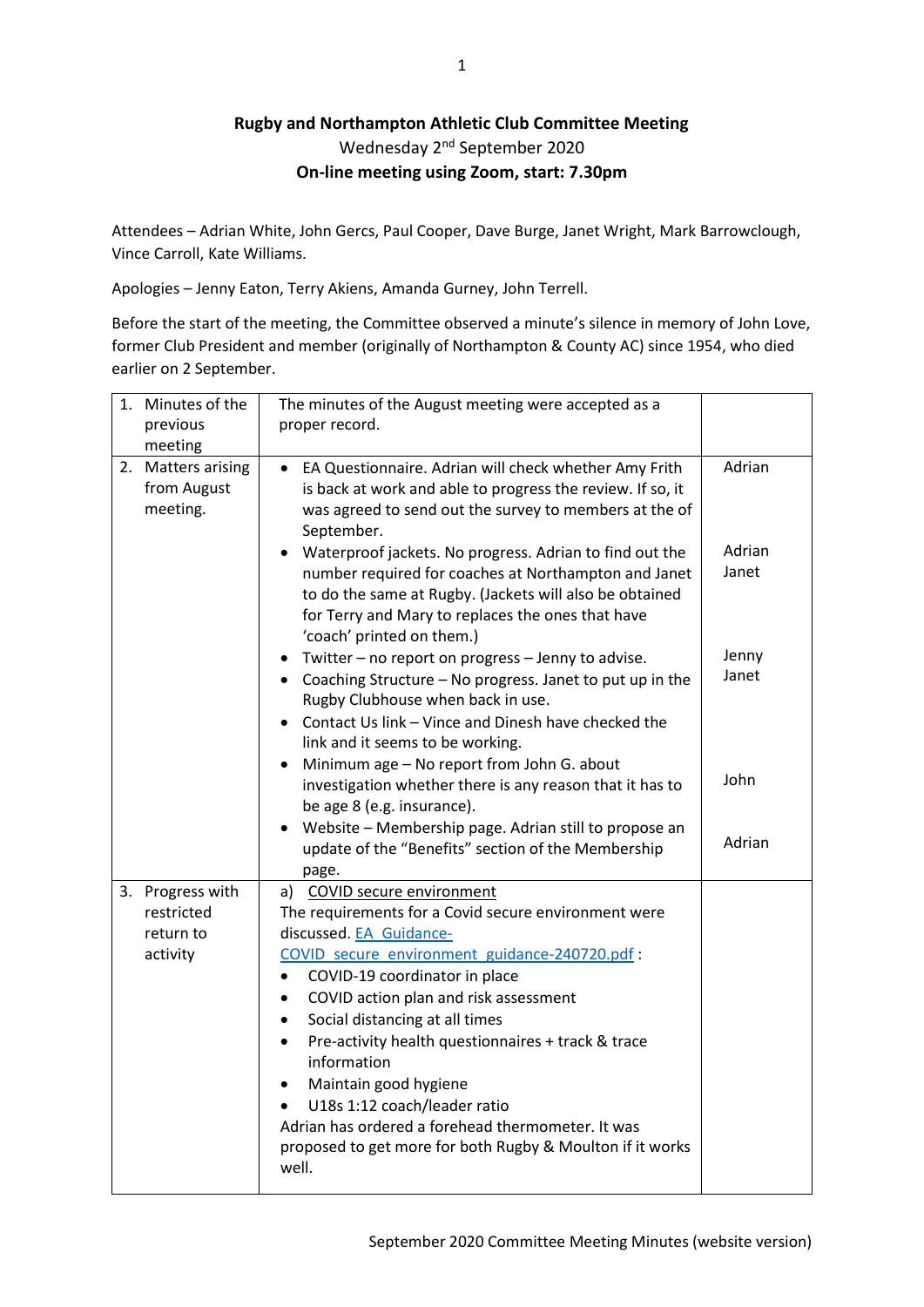**Rugby and Northampton Athletic Club Committee Meeting**
Wednesday 2nd September 2020
**On-line meeting using Zoom, start: 7.30pm**

Attendees – Adrian White, John Gercs, Paul Cooper, Dave Burge, Janet Wright, Mark Barrowclough, Vince Carroll, Kate Williams.

Apologies – Jenny Eaton, Terry Akiens, Amanda Gurney, John Terrell.

Before the start of the meeting, the Committee observed a minute's silence in memory of John Love, former Club President and member (originally of Northampton & County AC) since 1954, who died earlier on 2 September.

| | | |
|---|---|---|
| 1. Minutes of the previous meeting | The minutes of the August meeting were accepted as a proper record. | |
| 2. Matters arising from August meeting. | • EA Questionnaire. Adrian will check whether Amy Frith is back at work and able to progress the review. If so, it was agreed to send out the survey to members at the of September.<br>• Waterproof jackets. No progress. Adrian to find out the number required for coaches at Northampton and Janet to do the same at Rugby. (Jackets will also be obtained for Terry and Mary to replaces the ones that have 'coach' printed on them.)<br>• Twitter – no report on progress – Jenny to advise.<br>• Coaching Structure – No progress. Janet to put up in the Rugby Clubhouse when back in use.<br>• Contact Us link – Vince and Dinesh have checked the link and it seems to be working.<br>• Minimum age – No report from John G. about investigation whether there is any reason that it has to be age 8 (e.g. insurance).<br>• Website – Membership page. Adrian still to propose an update of the "Benefits" section of the Membership page. | Adrian<br><br>Adrian<br>Janet<br><br>Jenny<br>Janet<br><br>John<br><br>Adrian |
| 3. Progress with restricted return to activity | a) COVID secure environment<br>The requirements for a Covid secure environment were discussed. [EA_Guidance-COVID_secure_environment_guidance-240720.pdf](EA_Guidance-COVID_secure_environment_guidance-240720.pdf) :<br>• COVID-19 coordinator in place<br>• COVID action plan and risk assessment<br>• Social distancing at all times<br>• Pre-activity health questionnaires + track & trace information<br>• Maintain good hygiene<br>• U18s 1:12 coach/leader ratio<br>Adrian has ordered a forehead thermometer. It was proposed to get more for both Rugby & Moulton if it works well. | |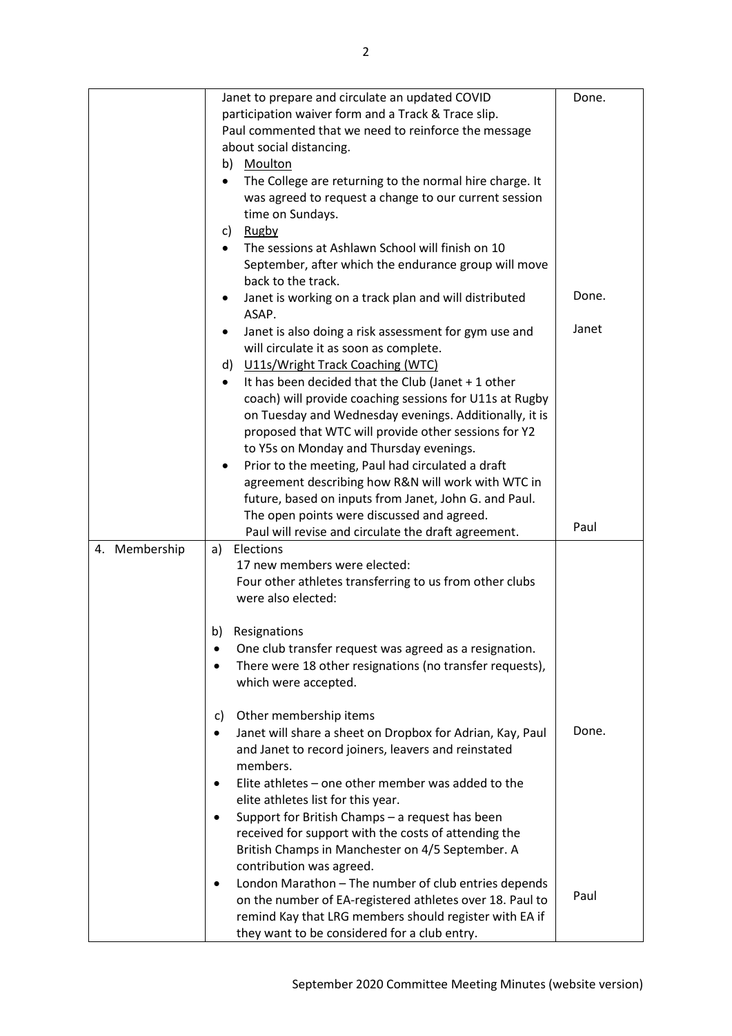| | | |
|---|---|---|
| | Janet to prepare and circulate an updated COVID participation waiver form and a Track & Trace slip.<br>Paul commented that we need to reinforce the message about social distancing.<br>b) Moulton<br>• The College are returning to the normal hire charge. It was agreed to request a change to our current session time on Sundays.<br>c) Rugby<br>• The sessions at Ashlawn School will finish on 10 September, after which the endurance group will move back to the track.<br>• Janet is working on a track plan and will distributed ASAP.<br>• Janet is also doing a risk assessment for gym use and will circulate it as soon as complete.<br>d) U11s/Wright Track Coaching (WTC)<br>• It has been decided that the Club (Janet + 1 other coach) will provide coaching sessions for U11s at Rugby on Tuesday and Wednesday evenings. Additionally, it is proposed that WTC will provide other sessions for Y2 to Y5s on Monday and Thursday evenings.<br>• Prior to the meeting, Paul had circulated a draft agreement describing how R&N will work with WTC in future, based on inputs from Janet, John G. and Paul. The open points were discussed and agreed.<br>Paul will revise and circulate the draft agreement. | Done.<br><br><br><br><br><br><br><br><br><br>Done.<br><br>Janet<br><br><br><br><br><br><br><br><br><br>Paul |
| 4. Membership | a) Elections<br>17 new members were elected:<br>Four other athletes transferring to us from other clubs were also elected:<br><br>b) Resignations<br>• One club transfer request was agreed as a resignation.<br>• There were 18 other resignations (no transfer requests), which were accepted.<br><br>c) Other membership items<br>• Janet will share a sheet on Dropbox for Adrian, Kay, Paul and Janet to record joiners, leavers and reinstated members.<br>• Elite athletes – one other member was added to the elite athletes list for this year.<br>• Support for British Champs – a request has been received for support with the costs of attending the British Champs in Manchester on 4/5 September. A contribution was agreed.<br>• London Marathon – The number of club entries depends on the number of EA-registered athletes over 18. Paul to remind Kay that LRG members should register with EA if they want to be considered for a club entry. | <br><br><br><br><br><br><br><br><br><br>Done.<br><br><br><br><br><br><br><br><br>Paul |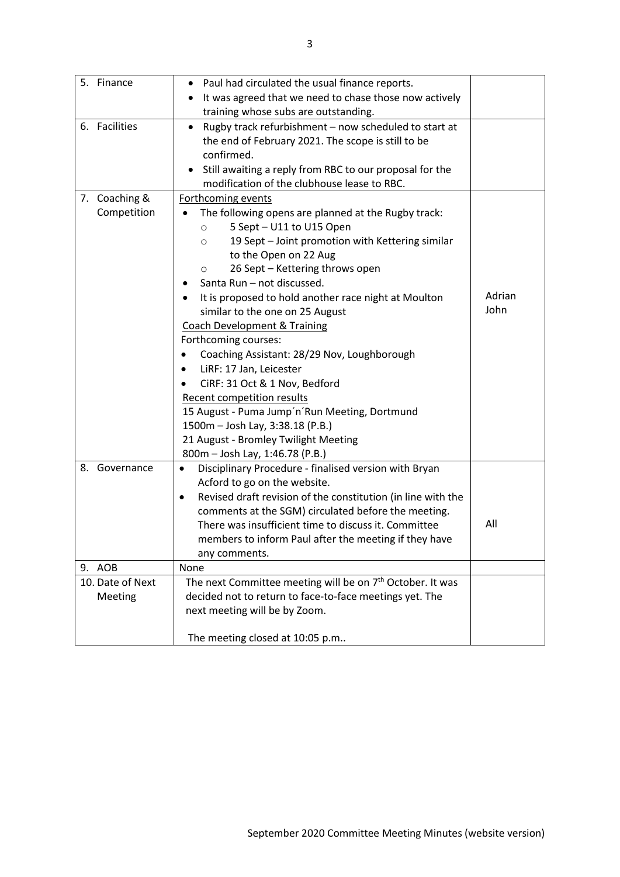| | | |
|---|---|---|
| 5. Finance | • Paul had circulated the usual finance reports.<br>• It was agreed that we need to chase those now actively training whose subs are outstanding. | |
| 6. Facilities | • Rugby track refurbishment – now scheduled to start at the end of February 2021. The scope is still to be confirmed.<br>• Still awaiting a reply from RBC to our proposal for the modification of the clubhouse lease to RBC. | |
| 7. Coaching & Competition | <u>Forthcoming events</u><br>• The following opens are planned at the Rugby track:<br>&nbsp;&nbsp;&nbsp;&nbsp;○ 5 Sept – U11 to U15 Open<br>&nbsp;&nbsp;&nbsp;&nbsp;○ 19 Sept – Joint promotion with Kettering similar to the Open on 22 Aug<br>&nbsp;&nbsp;&nbsp;&nbsp;○ 26 Sept – Kettering throws open<br>• Santa Run – not discussed.<br>• It is proposed to hold another race night at Moulton similar to the one on 25 August<br><u>Coach Development & Training</u><br>Forthcoming courses:<br>• Coaching Assistant: 28/29 Nov, Loughborough<br>• LiRF: 17 Jan, Leicester<br>• CiRF: 31 Oct & 1 Nov, Bedford<br><u>Recent competition results</u><br>15 August - Puma Jump´n´Run Meeting, Dortmund<br>1500m – Josh Lay, 3:38.18 (P.B.)<br>21 August - Bromley Twilight Meeting<br>800m – Josh Lay, 1:46.78 (P.B.) | Adrian John |
| 8. Governance | • Disciplinary Procedure - finalised version with Bryan Acford to go on the website.<br>• Revised draft revision of the constitution (in line with the comments at the SGM) circulated before the meeting. There was insufficient time to discuss it. Committee members to inform Paul after the meeting if they have any comments. | All |
| 9. AOB | None | |
| 10. Date of Next Meeting | The next Committee meeting will be on 7th October. It was decided not to return to face-to-face meetings yet. The next meeting will be by Zoom.<br><br>The meeting closed at 10:05 p.m.. | |

September 2020 Committee Meeting Minutes (website version)